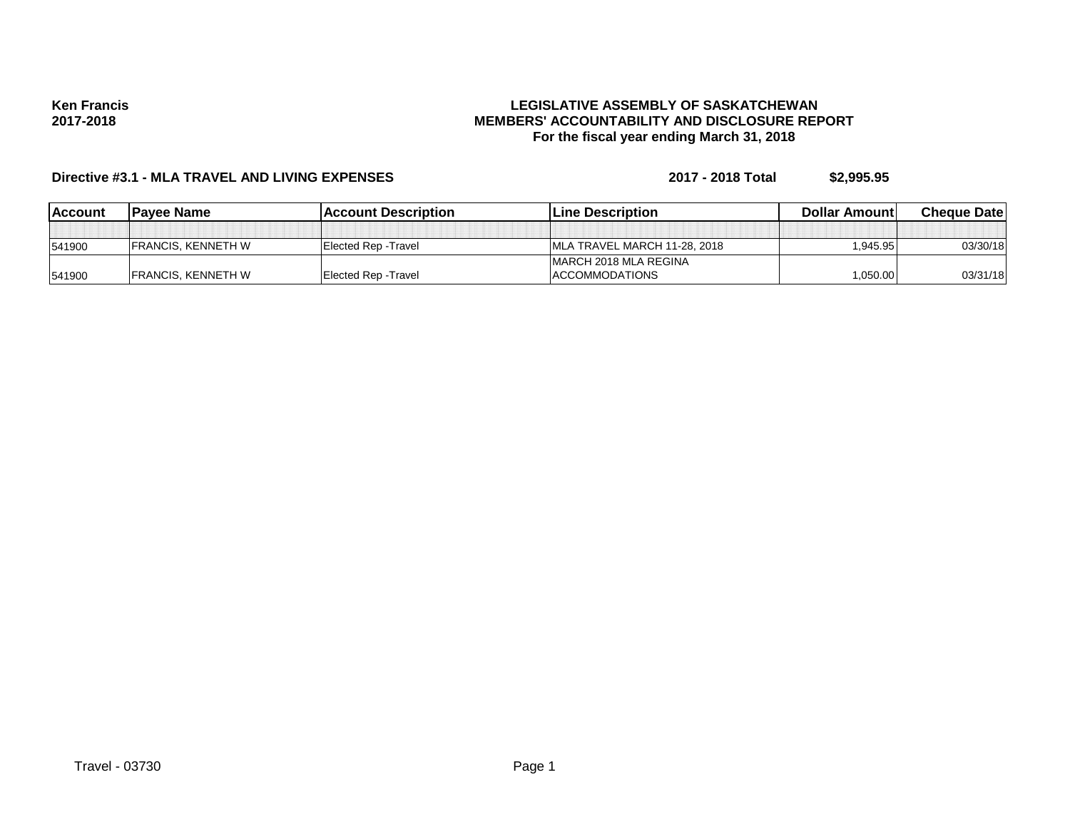**Ken Francis**
**2017-2018**

# LEGISLATIVE ASSEMBLY OF SASKATCHEWAN
## MEMBERS' ACCOUNTABILITY AND DISCLOSURE REPORT
### For the fiscal year ending March 31, 2018

**Directive #3.1 - MLA TRAVEL AND LIVING EXPENSES** **2017 - 2018 Total** **$2,995.95**

| Account | Payee Name | Account Description | Line Description | Dollar Amount | Cheque Date |
|---|---|---|---|---|---|
| | | | | | |
| 541900 | FRANCIS, KENNETH W | Elected Rep -Travel | MLA TRAVEL MARCH 11-28, 2018 | 1,945.95 | 03/30/18 |
| 541900 | FRANCIS, KENNETH W | Elected Rep -Travel | MARCH 2018 MLA REGINA ACCOMMODATIONS | 1,050.00 | 03/31/18 |

Travel - 03730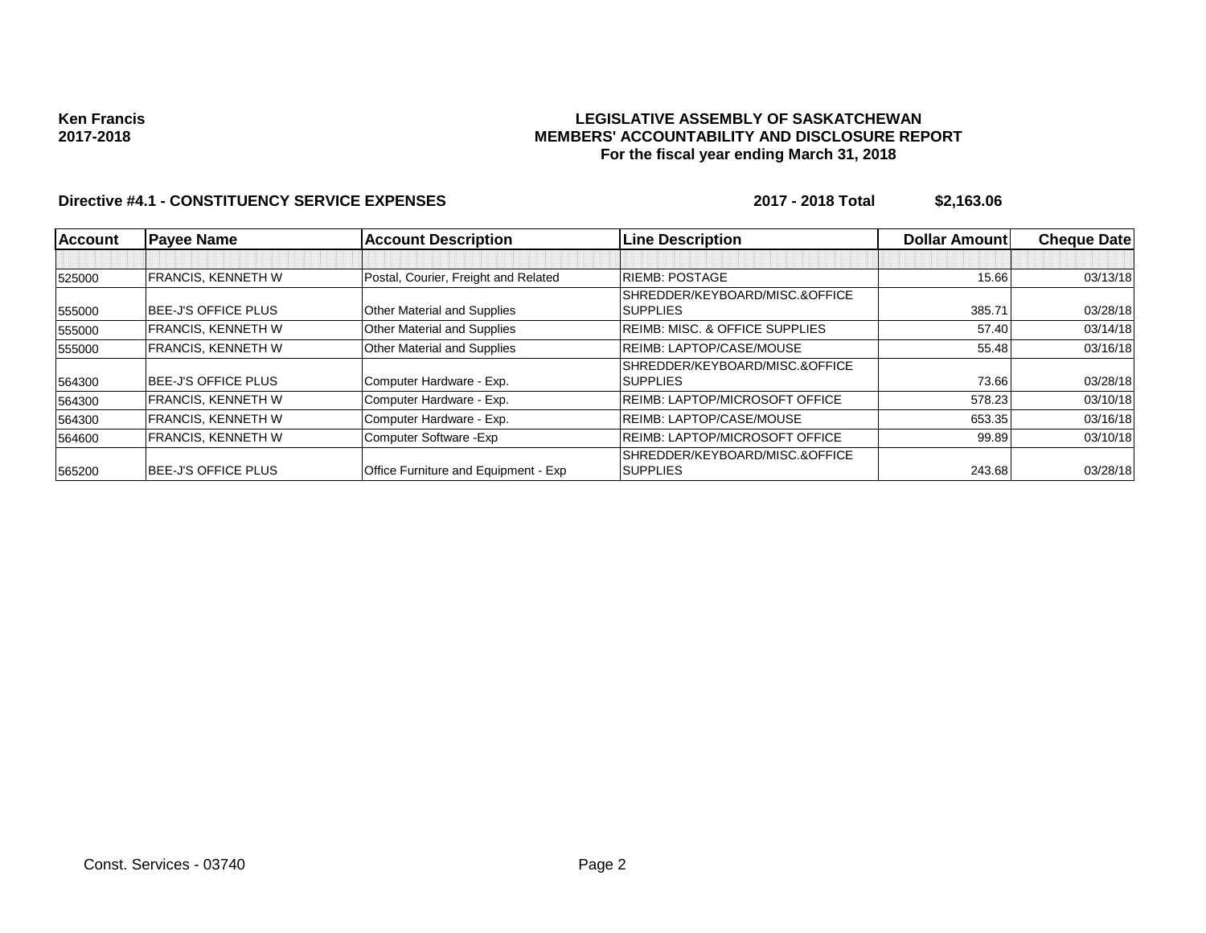**Ken Francis**
**2017-2018**

**LEGISLATIVE ASSEMBLY OF SASKATCHEWAN**
**MEMBERS' ACCOUNTABILITY AND DISCLOSURE REPORT**
**For the fiscal year ending March 31, 2018**

**Directive #4.1 - CONSTITUENCY SERVICE EXPENSES** **2017 - 2018 Total** **$2,163.06**

| Account | Payee Name | Account Description | Line Description | Dollar Amount | Cheque Date |
|---|---|---|---|---|---|
| | | | | | |
| 525000 | FRANCIS, KENNETH W | Postal, Courier, Freight and Related | RIEMB: POSTAGE | 15.66 | 03/13/18 |
| 555000 | BEE-J'S OFFICE PLUS | Other Material and Supplies | SHREDDER/KEYBOARD/MISC.&OFFICE SUPPLIES | 385.71 | 03/28/18 |
| 555000 | FRANCIS, KENNETH W | Other Material and Supplies | REIMB: MISC. & OFFICE SUPPLIES | 57.40 | 03/14/18 |
| 555000 | FRANCIS, KENNETH W | Other Material and Supplies | REIMB: LAPTOP/CASE/MOUSE | 55.48 | 03/16/18 |
| 564300 | BEE-J'S OFFICE PLUS | Computer Hardware - Exp. | SHREDDER/KEYBOARD/MISC.&OFFICE SUPPLIES | 73.66 | 03/28/18 |
| 564300 | FRANCIS, KENNETH W | Computer Hardware - Exp. | REIMB: LAPTOP/MICROSOFT OFFICE | 578.23 | 03/10/18 |
| 564300 | FRANCIS, KENNETH W | Computer Hardware - Exp. | REIMB: LAPTOP/CASE/MOUSE | 653.35 | 03/16/18 |
| 564600 | FRANCIS, KENNETH W | Computer Software -Exp | REIMB: LAPTOP/MICROSOFT OFFICE | 99.89 | 03/10/18 |
| 565200 | BEE-J'S OFFICE PLUS | Office Furniture and Equipment - Exp | SHREDDER/KEYBOARD/MISC.&OFFICE SUPPLIES | 243.68 | 03/28/18 |

Const. Services - 03740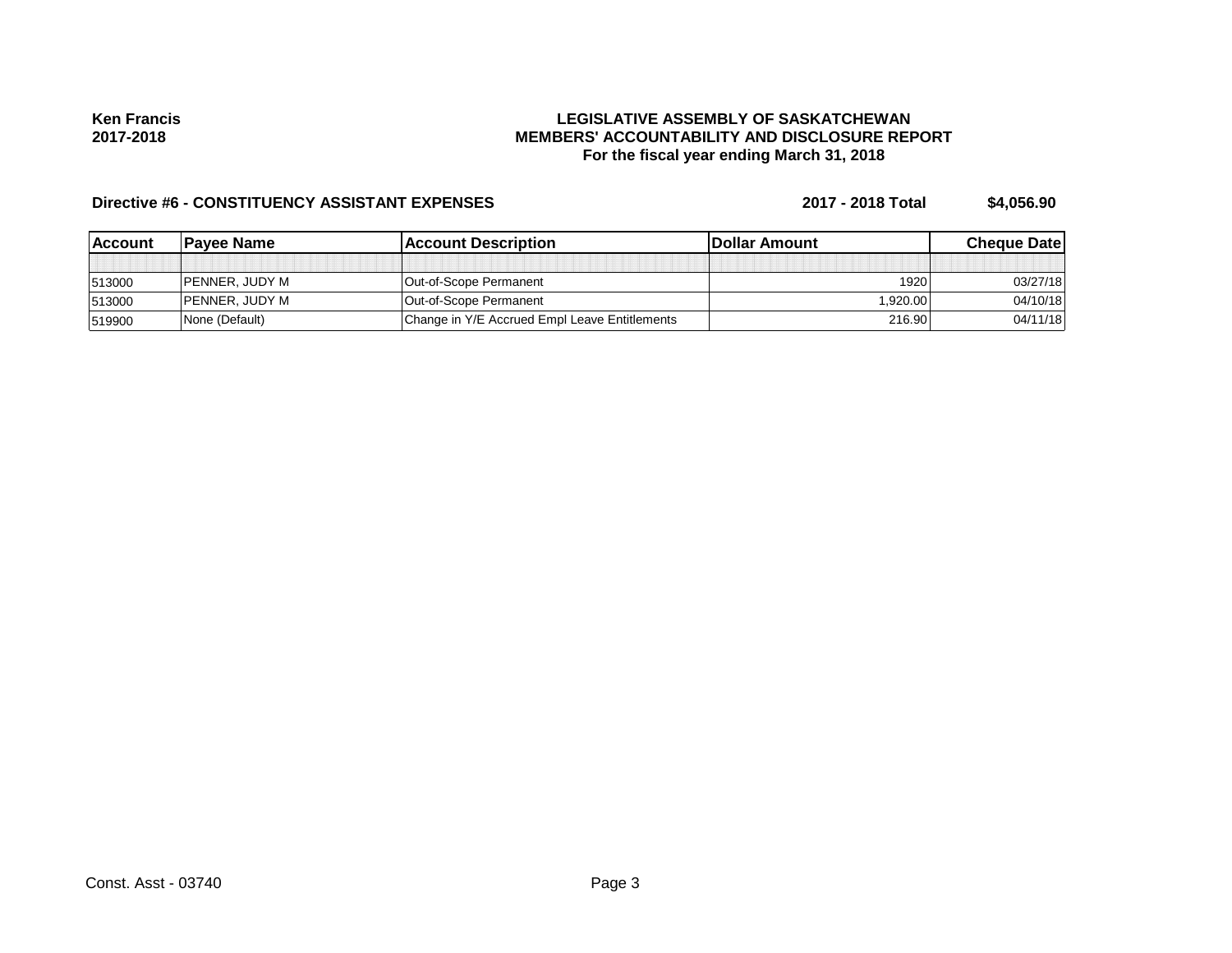**Ken Francis**
**2017-2018**

**LEGISLATIVE ASSEMBLY OF SASKATCHEWAN**
**MEMBERS' ACCOUNTABILITY AND DISCLOSURE REPORT**
**For the fiscal year ending March 31, 2018**

**Directive #6 - CONSTITUENCY ASSISTANT EXPENSES** **2017 - 2018 Total** **$4,056.90**

| Account | Payee Name | Account Description | Dollar Amount | Cheque Date |
|---|---|---|---|---|
| | | | | |
| 513000 | PENNER, JUDY M | Out-of-Scope Permanent | 1920 | 03/27/18 |
| 513000 | PENNER, JUDY M | Out-of-Scope Permanent | 1,920.00 | 04/10/18 |
| 519900 | None (Default) | Change in Y/E Accrued Empl Leave Entitlements | 216.90 | 04/11/18 |

Const. Asst - 03740